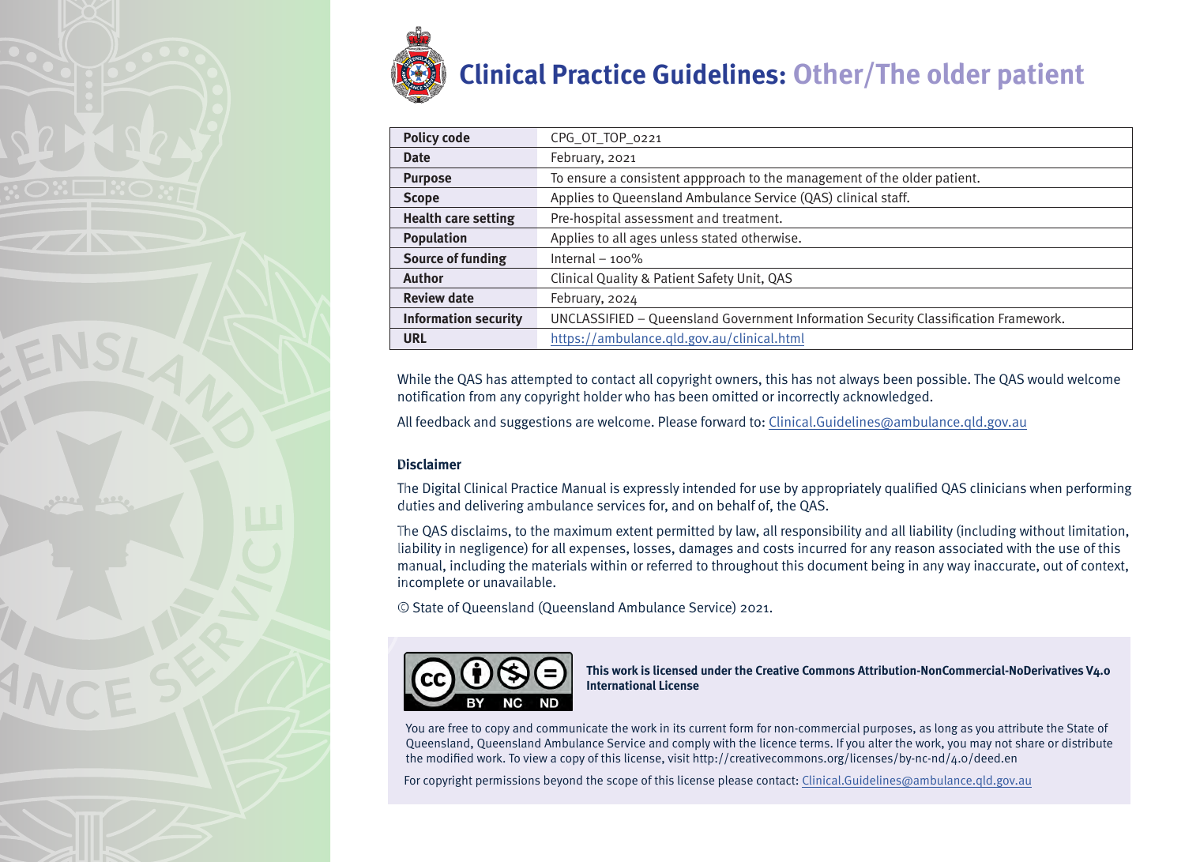# Clinical Practice Guidelines: Other/The older patient

| | |
|---|---|
| **Policy code** | CPG_OT_TOP_0221 |
| **Date** | February, 2021 |
| **Purpose** | To ensure a consistent appproach to the management of the older patient. |
| **Scope** | Applies to Queensland Ambulance Service (QAS) clinical staff. |
| **Health care setting** | Pre-hospital assessment and treatment. |
| **Population** | Applies to all ages unless stated otherwise. |
| **Source of funding** | Internal – 100% |
| **Author** | Clinical Quality & Patient Safety Unit, QAS |
| **Review date** | February, 2024 |
| **Information security** | UNCLASSIFIED – Queensland Government Information Security Classification Framework. |
| **URL** | https://ambulance.qld.gov.au/clinical.html |

While the QAS has attempted to contact all copyright owners, this has not always been possible. The QAS would welcome notification from any copyright holder who has been omitted or incorrectly acknowledged.

All feedback and suggestions are welcome. Please forward to: Clinical.Guidelines@ambulance.qld.gov.au

### Disclaimer

The Digital Clinical Practice Manual is expressly intended for use by appropriately qualified QAS clinicians when performing duties and delivering ambulance services for, and on behalf of, the QAS.

The QAS disclaims, to the maximum extent permitted by law, all responsibility and all liability (including without limitation, liability in negligence) for all expenses, losses, damages and costs incurred for any reason associated with the use of this manual, including the materials within or referred to throughout this document being in any way inaccurate, out of context, incomplete or unavailable.

© State of Queensland (Queensland Ambulance Service) 2021.

**This work is licensed under the Creative Commons Attribution-NonCommercial-NoDerivatives V4.0 International License**

You are free to copy and communicate the work in its current form for non-commercial purposes, as long as you attribute the State of Queensland, Queensland Ambulance Service and comply with the licence terms. If you alter the work, you may not share or distribute the modified work. To view a copy of this license, visit http://creativecommons.org/licenses/by-nc-nd/4.0/deed.en

For copyright permissions beyond the scope of this license please contact: Clinical.Guidelines@ambulance.qld.gov.au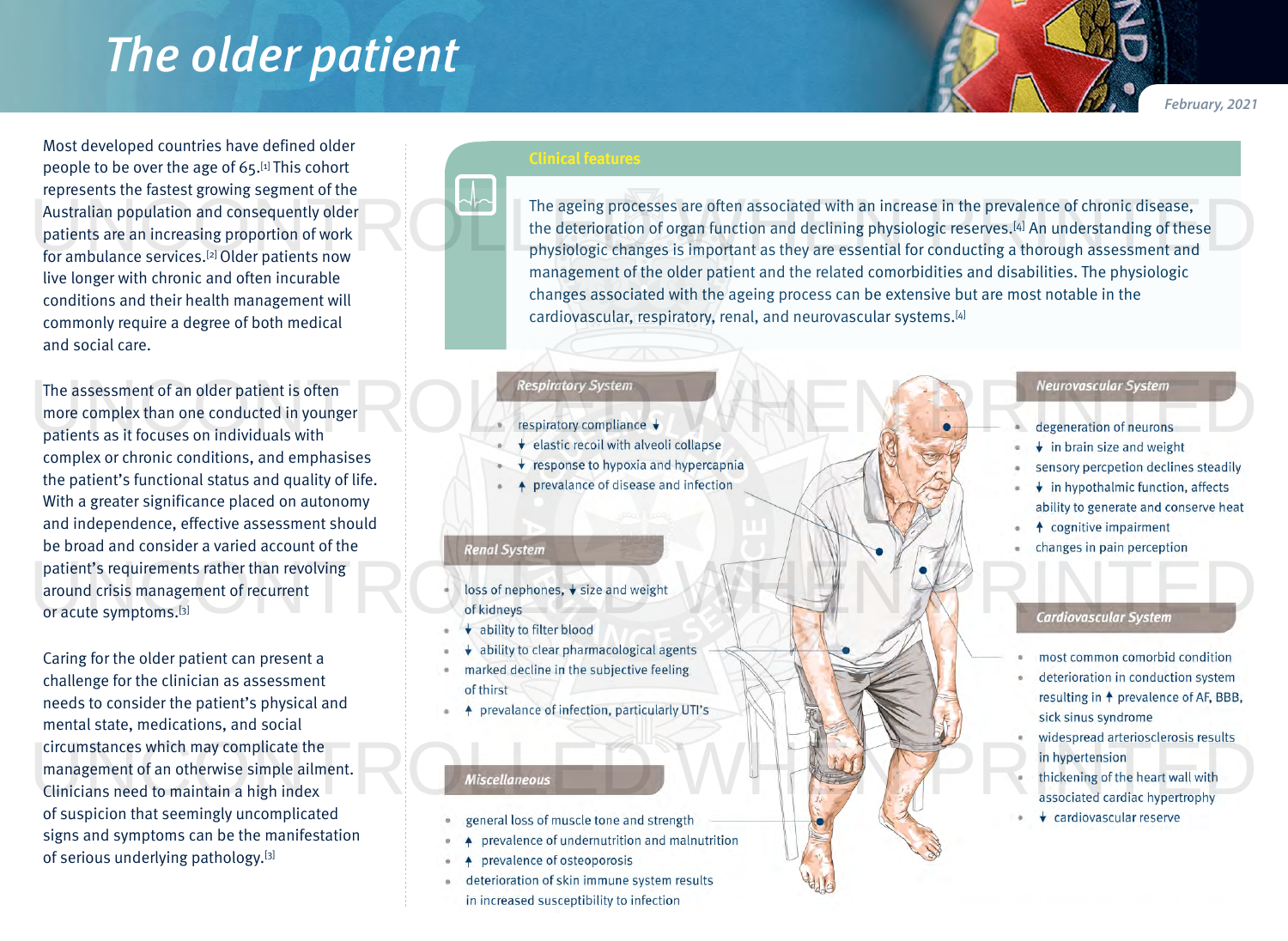# The older patient

Most developed countries have defined older people to be over the age of 65.[1] This cohort represents the fastest growing segment of the Australian population and consequently older patients are an increasing proportion of work for ambulance services.[2] Older patients now live longer with chronic and often incurable conditions and their health management will commonly require a degree of both medical and social care.

The assessment of an older patient is often more complex than one conducted in younger patients as it focuses on individuals with complex or chronic conditions, and emphasises the patient's functional status and quality of life. With a greater significance placed on autonomy and independence, effective assessment should be broad and consider a varied account of the patient's requirements rather than revolving around crisis management of recurrent or acute symptoms.[3]

Caring for the older patient can present a challenge for the clinician as assessment needs to consider the patient's physical and mental state, medications, and social circumstances which may complicate the management of an otherwise simple ailment. Clinicians need to maintain a high index of suspicion that seemingly uncomplicated signs and symptoms can be the manifestation of serious underlying pathology.[3]

## Clinical features

The ageing processes are often associated with an increase in the prevalence of chronic disease, the deterioration of organ function and declining physiologic reserves.[4] An understanding of these physiologic changes is important as they are essential for conducting a thorough assessment and management of the older patient and the related comorbidities and disabilities. The physiologic changes associated with the ageing process can be extensive but are most notable in the cardiovascular, respiratory, renal, and neurovascular systems.[4]

### Respiratory System

- respiratory compliance ↓
- ↓ elastic recoil with alveoli collapse
- ↓ response to hypoxia and hypercapnia
- ↑ prevalance of disease and infection

### Renal System

- loss of nephones, ↓ size and weight of kidneys
- ↓ ability to filter blood
- ↓ ability to clear pharmacological agents
- marked decline in the subjective feeling of thirst
- ↑ prevalance of infection, particularly UTI's

### Miscellaneous

- general loss of muscle tone and strength
- ↑ prevalence of undernutrition and malnutrition
- ↑ prevalence of osteoporosis
- deterioration of skin immune system results in increased susceptibility to infection

### Neurovascular System

- degeneration of neurons
- ↓ in brain size and weight
- sensory percpetion declines steadily
- ↓ in hypothalmic function, affects ability to generate and conserve heat
- ↑ cognitive impairment
- changes in pain perception

### Cardiovascular System

- most common comorbid condition
- deterioration in conduction system resulting in ↑ prevalence of AF, BBB, sick sinus syndrome
- widespread arteriosclerosis results in hypertension
- thickening of the heart wall with associated cardiac hypertropthy
- ↓ cardiovascular reserve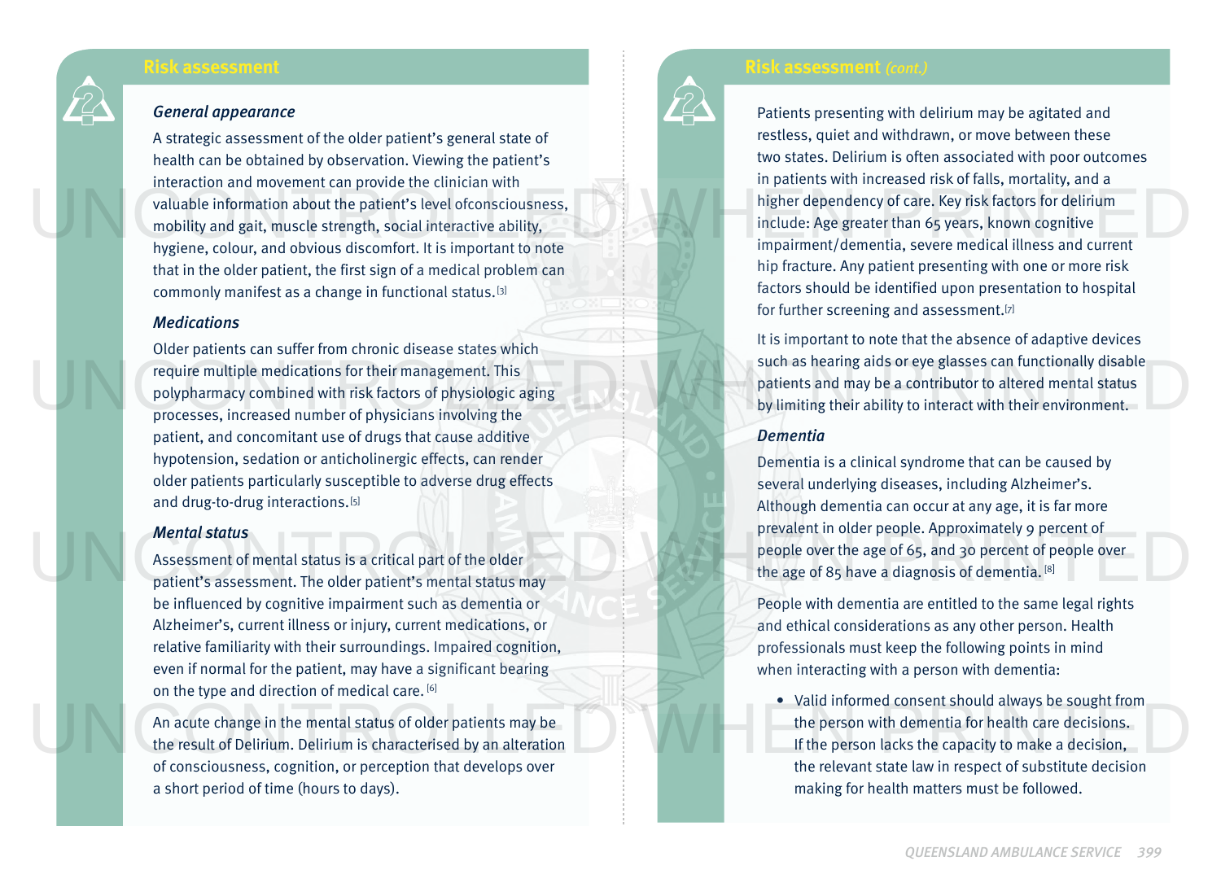## Risk assessment

### *General appearance*

A strategic assessment of the older patient's general state of health can be obtained by observation. Viewing the patient's interaction and movement can provide the clinician with valuable information about the patient's level ofconsciousness, mobility and gait, muscle strength, social interactive ability, hygiene, colour, and obvious discomfort. It is important to note that in the older patient, the first sign of a medical problem can commonly manifest as a change in functional status.[3]

### *Medications*

Older patients can suffer from chronic disease states which require multiple medications for their management. This polypharmacy combined with risk factors of physiologic aging processes, increased number of physicians involving the patient, and concomitant use of drugs that cause additive hypotension, sedation or anticholinergic effects, can render older patients particularly susceptible to adverse drug effects and drug-to-drug interactions.[5]

### *Mental status*

Assessment of mental status is a critical part of the older patient's assessment. The older patient's mental status may be influenced by cognitive impairment such as dementia or Alzheimer's, current illness or injury, current medications, or relative familiarity with their surroundings. Impaired cognition, even if normal for the patient, may have a significant bearing on the type and direction of medical care.[6]

An acute change in the mental status of older patients may be the result of Delirium. Delirium is characterised by an alteration of consciousness, cognition, or perception that develops over a short period of time (hours to days).

## Risk assessment *(cont.)*

Patients presenting with delirium may be agitated and restless, quiet and withdrawn, or move between these two states. Delirium is often associated with poor outcomes in patients with increased risk of falls, mortality, and a higher dependency of care. Key risk factors for delirium include: Age greater than 65 years, known cognitive impairment/dementia, severe medical illness and current hip fracture. Any patient presenting with one or more risk factors should be identified upon presentation to hospital for further screening and assessment.[7]

It is important to note that the absence of adaptive devices such as hearing aids or eye glasses can functionally disable patients and may be a contributor to altered mental status by limiting their ability to interact with their environment.

### *Dementia*

Dementia is a clinical syndrome that can be caused by several underlying diseases, including Alzheimer's. Although dementia can occur at any age, it is far more prevalent in older people. Approximately 9 percent of people over the age of 65, and 30 percent of people over the age of 85 have a diagnosis of dementia.[8]

People with dementia are entitled to the same legal rights and ethical considerations as any other person. Health professionals must keep the following points in mind when interacting with a person with dementia:

- Valid informed consent should always be sought from the person with dementia for health care decisions. If the person lacks the capacity to make a decision, the relevant state law in respect of substitute decision making for health matters must be followed.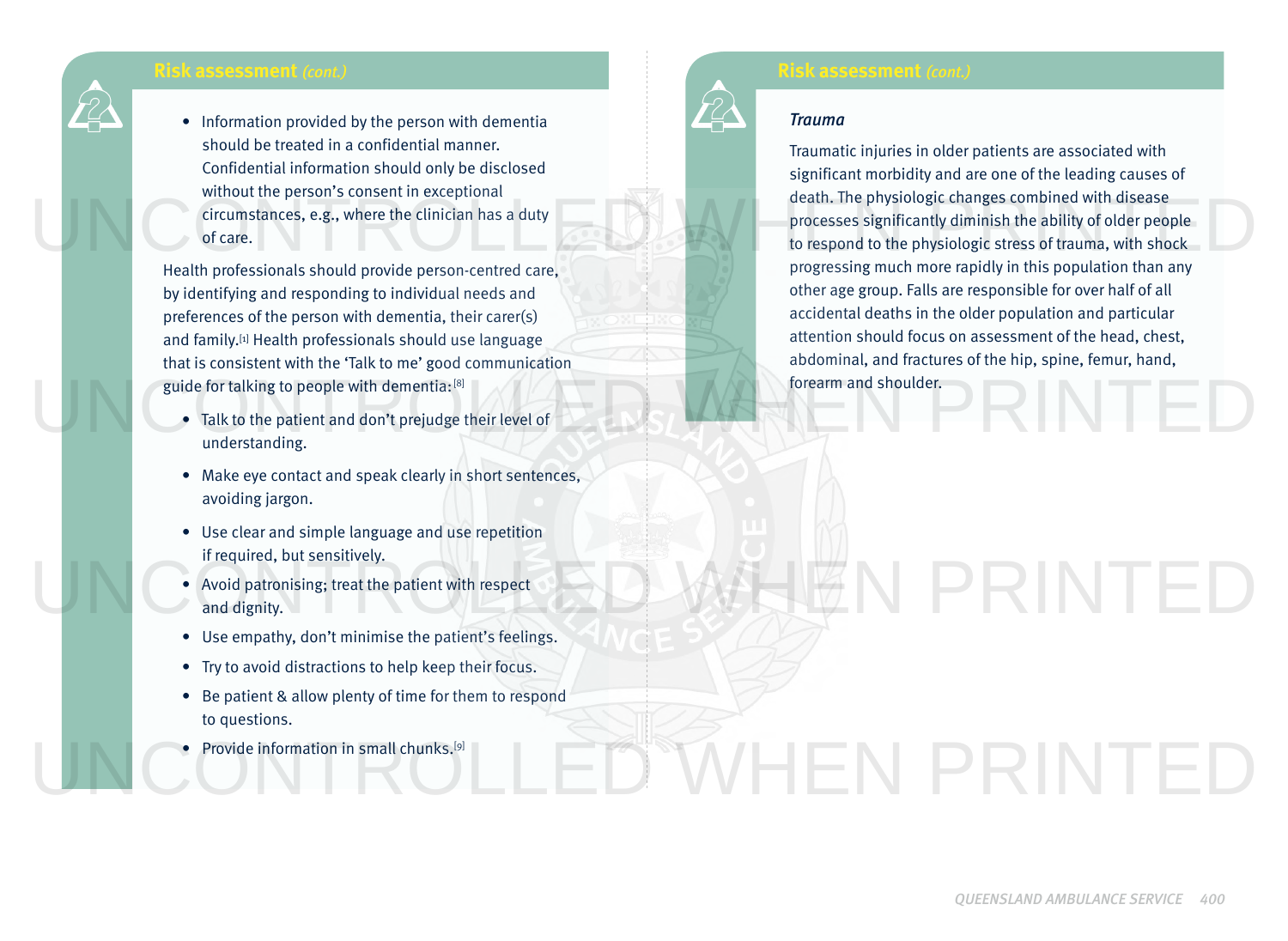## Risk assessment *(cont.)*

- Information provided by the person with dementia should be treated in a confidential manner. Confidential information should only be disclosed without the person's consent in exceptional circumstances, e.g., where the clinician has a duty of care.

Health professionals should provide person-centred care, by identifying and responding to individual needs and preferences of the person with dementia, their carer(s) and family.[1] Health professionals should use language that is consistent with the 'Talk to me' good communication guide for talking to people with dementia:[8]

- Talk to the patient and don't prejudge their level of understanding.
- Make eye contact and speak clearly in short sentences, avoiding jargon.
- Use clear and simple language and use repetition if required, but sensitively.
- Avoid patronising; treat the patient with respect and dignity.
- Use empathy, don't minimise the patient's feelings.
- Try to avoid distractions to help keep their focus.
- Be patient & allow plenty of time for them to respond to questions.
- Provide information in small chunks.[9]

## Risk assessment *(cont.)*

*Trauma*

Traumatic injuries in older patients are associated with significant morbidity and are one of the leading causes of death. The physiologic changes combined with disease processes significantly diminish the ability of older people to respond to the physiologic stress of trauma, with shock progressing much more rapidly in this population than any other age group. Falls are responsible for over half of all accidental deaths in the older population and particular attention should focus on assessment of the head, chest, abdominal, and fractures of the hip, spine, femur, hand, forearm and shoulder.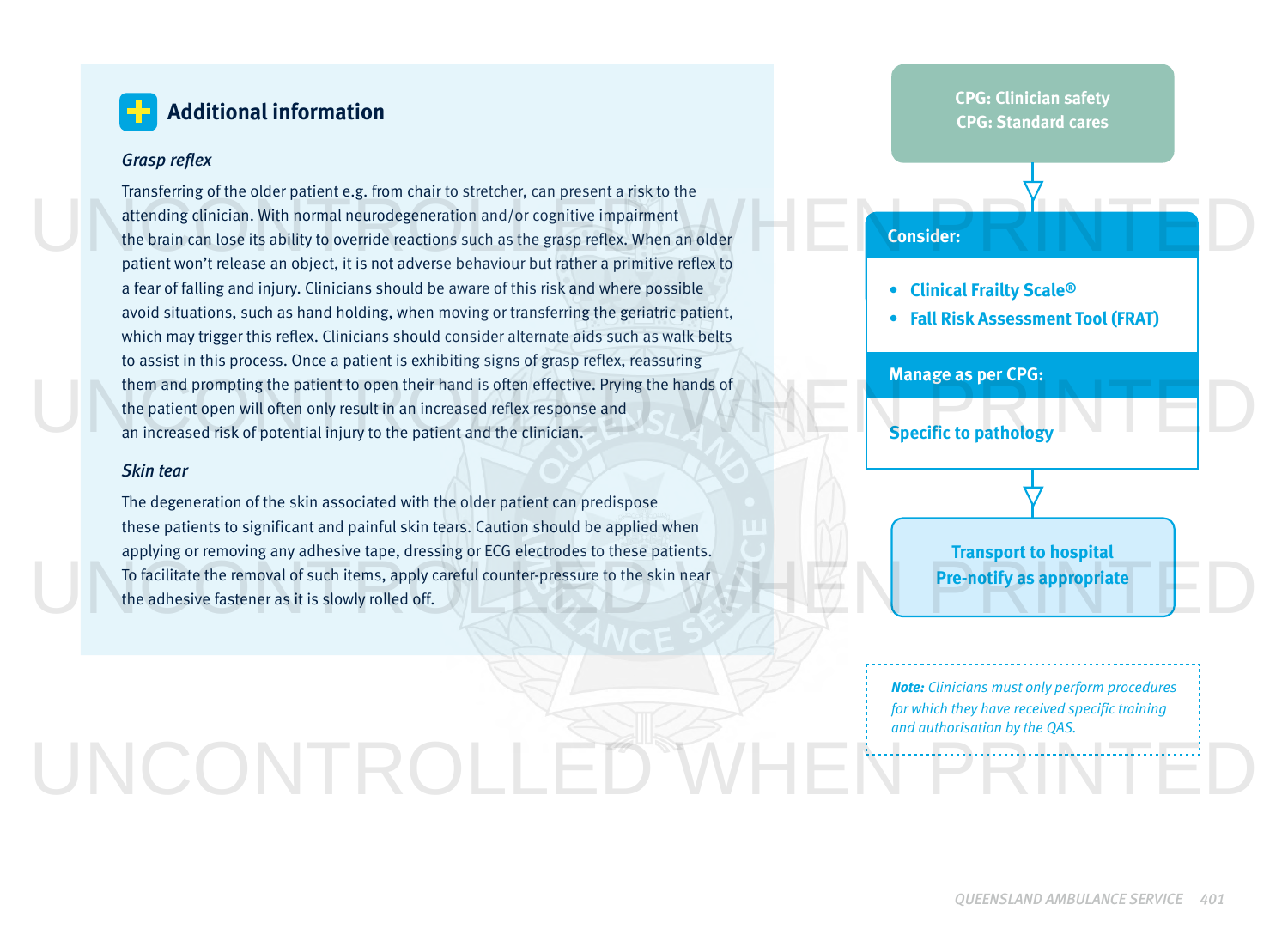## Additional information

### *Grasp reflex*

Transferring of the older patient e.g. from chair to stretcher, can present a risk to the attending clinician. With normal neurodegeneration and/or cognitive impairment the brain can lose its ability to override reactions such as the grasp reflex. When an older patient won't release an object, it is not adverse behaviour but rather a primitive reflex to a fear of falling and injury. Clinicians should be aware of this risk and where possible avoid situations, such as hand holding, when moving or transferring the geriatric patient, which may trigger this reflex. Clinicians should consider alternate aids such as walk belts to assist in this process. Once a patient is exhibiting signs of grasp reflex, reassuring them and prompting the patient to open their hand is often effective. Prying the hands of the patient open will often only result in an increased reflex response and an increased risk of potential injury to the patient and the clinician.

### *Skin tear*

The degeneration of the skin associated with the older patient can predispose these patients to significant and painful skin tears. Caution should be applied when applying or removing any adhesive tape, dressing or ECG electrodes to these patients. To facilitate the removal of such items, apply careful counter-pressure to the skin near the adhesive fastener as it is slowly rolled off.

---

**CPG: Clinician safety**
**CPG: Standard cares**

↓

**Consider:**

- **Clinical Frailty Scale®**
- **Fall Risk Assessment Tool (FRAT)**

**Manage as per CPG:**

**Specific to pathology**

↓

**Transport to hospital**
**Pre-notify as appropriate**

***Note:*** *Clinicians must only perform procedures for which they have received specific training and authorisation by the QAS.*